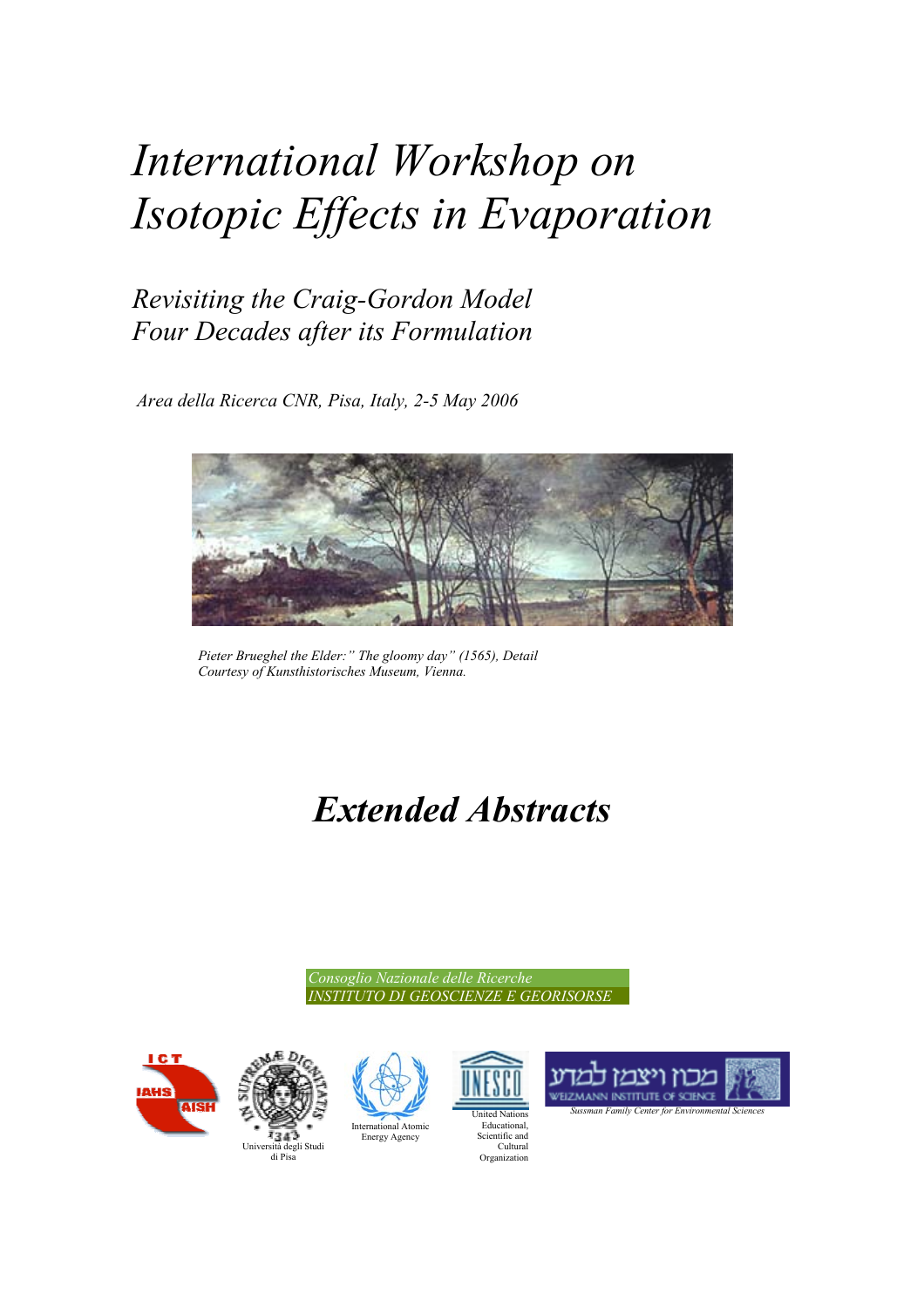# *International Workshop on Isotopic Effects in Evaporation*

## *Revisiting the Craig-Gordon Model Four Decades after its Formulation*

*Area della Ricerca CNR, Pisa, Italy, 2-5 May 2006*

*Pieter Brueghel the Elder:" The gloomy day" (1565), Detail*
*Courtesy of Kunsthistorisches Museum, Vienna.*

# ***Extended Abstracts***

*Consoglio Nazionale delle Ricerche*
*INSTITUTO DI GEOSCIENZE E GEORISORSE*

ICT IAHS AISH

Università degli Studi di Pisa

International Atomic Energy Agency

United Nations Educational, Scientific and Cultural Organization

מכון ויצמן למדע WEIZMANN INSTITUTE OF SCIENCE
*Sussman Family Center for Environmental Sciences*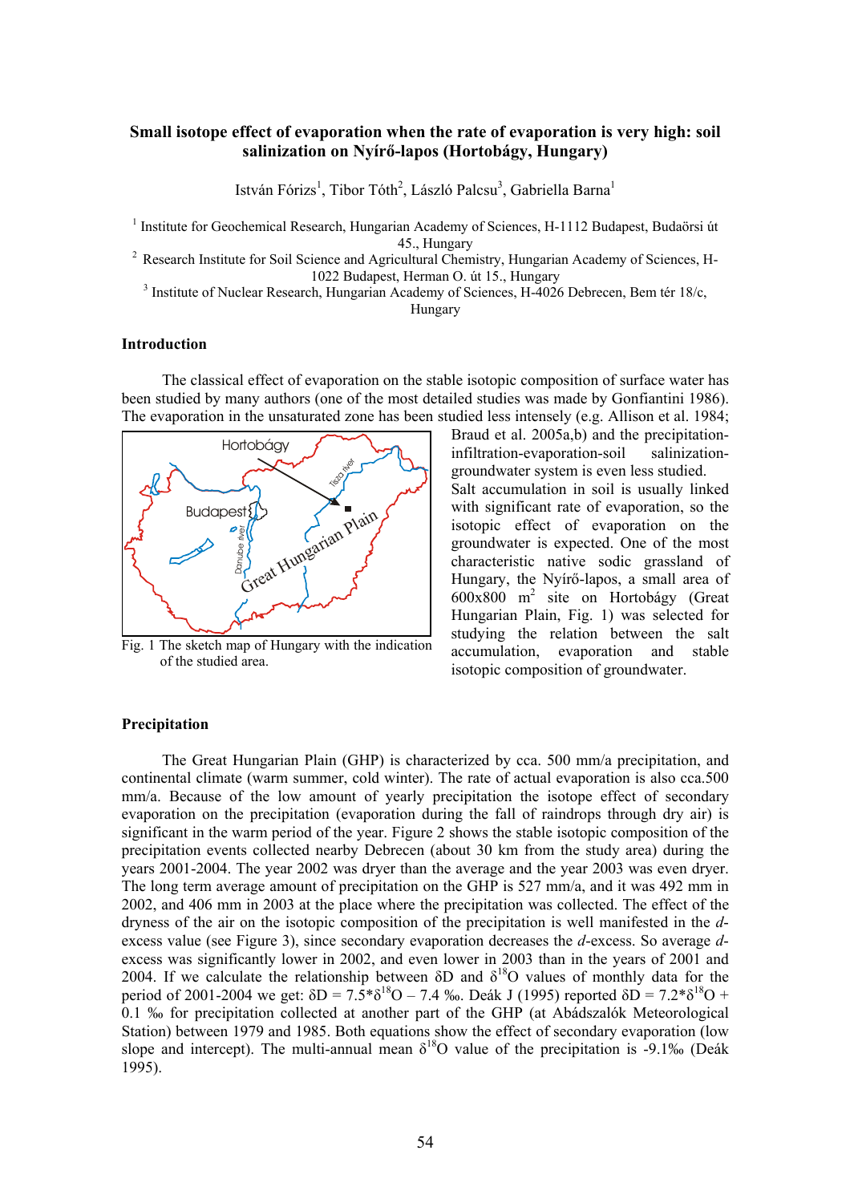# Small isotope effect of evaporation when the rate of evaporation is very high: soil salinization on Nyírő-lapos (Hortobágy, Hungary)

István Fórizs[1], Tibor Tóth[2], László Palcsu[3], Gabriella Barna[1]

[1] Institute for Geochemical Research, Hungarian Academy of Sciences, H-1112 Budapest, Budaörsi út 45., Hungary

[2] Research Institute for Soil Science and Agricultural Chemistry, Hungarian Academy of Sciences, H-1022 Budapest, Herman O. út 15., Hungary

[3] Institute of Nuclear Research, Hungarian Academy of Sciences, H-4026 Debrecen, Bem tér 18/c, Hungary

## Introduction

The classical effect of evaporation on the stable isotopic composition of surface water has been studied by many authors (one of the most detailed studies was made by Gonfiantini 1986). The evaporation in the unsaturated zone has been studied less intensely (e.g. Allison et al. 1984; Braud et al. 2005a,b) and the precipitation-infiltration-evaporation-soil salinization-groundwater system is even less studied. Salt accumulation in soil is usually linked with significant rate of evaporation, so the isotopic effect of evaporation on the groundwater is expected. One of the most characteristic native sodic grassland of Hungary, the Nyírő-lapos, a small area of 600x800 $m^2$ site on Hortobágy (Great Hungarian Plain, Fig. 1) was selected for studying the relation between the salt accumulation, evaporation and stable isotopic composition of groundwater.

Fig. 1 The sketch map of Hungary with the indication of the studied area.

## Precipitation

The Great Hungarian Plain (GHP) is characterized by cca. 500 mm/a precipitation, and continental climate (warm summer, cold winter). The rate of actual evaporation is also cca.500 mm/a. Because of the low amount of yearly precipitation the isotope effect of secondary evaporation (evaporation during the fall of raindrops through dry air) is significant in the warm period of the year. Figure 2 shows the stable isotopic composition of the precipitation events collected nearby Debrecen (about 30 km from the study area) during the years 2001-2004. The year 2002 was dryer than the average and the year 2003 was even dryer. The long term average amount of precipitation on the GHP is 527 mm/a, and it was 492 mm in 2002, and 406 mm in 2003 at the place where the precipitation was collected. The effect of the dryness of the air on the isotopic composition of the precipitation is well manifested in the *d*-excess value (see Figure 3), since secondary evaporation decreases the *d*-excess. So average *d*-excess was significantly lower in 2002, and even lower in 2003 than in the years of 2001 and 2004. If we calculate the relationship between $\delta D$ and $\delta^{18}O$ values of monthly data for the period of 2001-2004 we get: $\delta D = 7.5*\delta^{18}O - 7.4$ ‰. Deák J (1995) reported $\delta D = 7.2*\delta^{18}O + 0.1$ ‰ for precipitation collected at another part of the GHP (at Abádszalók Meteorological Station) between 1979 and 1985. Both equations show the effect of secondary evaporation (low slope and intercept). The multi-annual mean $\delta^{18}O$ value of the precipitation is -9.1‰ (Deák 1995).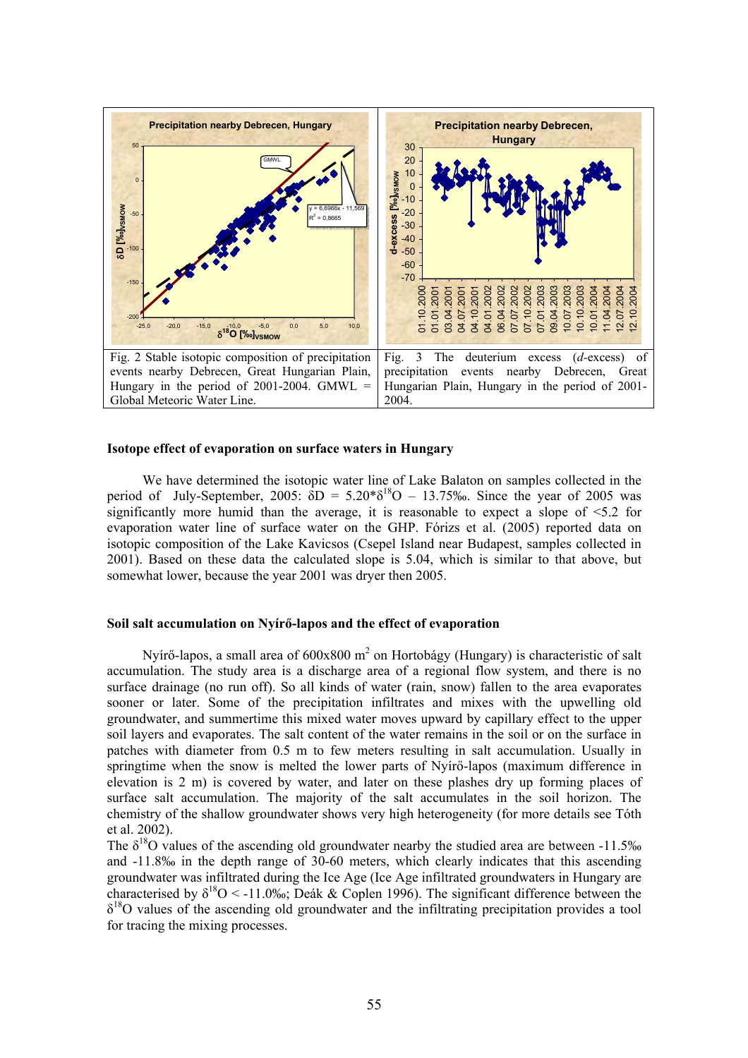Fig. 2 Stable isotopic composition of precipitation events nearby Debrecen, Great Hungarian Plain, Hungary in the period of 2001-2004. GMWL = Global Meteoric Water Line.

Fig. 3 The deuterium excess (*d*-excess) of precipitation events nearby Debrecen, Great Hungarian Plain, Hungary in the period of 2001-2004.

### Isotope effect of evaporation on surface waters in Hungary

We have determined the isotopic water line of Lake Balaton on samples collected in the period of July-September, 2005: $\delta D = 5.20*\delta^{18}O - 13.75‰$. Since the year of 2005 was significantly more humid than the average, it is reasonable to expect a slope of <5.2 for evaporation water line of surface water on the GHP. Fórizs et al. (2005) reported data on isotopic composition of the Lake Kavicsos (Csepel Island near Budapest, samples collected in 2001). Based on these data the calculated slope is 5.04, which is similar to that above, but somewhat lower, because the year 2001 was dryer then 2005.

### Soil salt accumulation on Nyírő-lapos and the effect of evaporation

Nyírő-lapos, a small area of 600x800 $m^2$ on Hortobágy (Hungary) is characteristic of salt accumulation. The study area is a discharge area of a regional flow system, and there is no surface drainage (no run off). So all kinds of water (rain, snow) fallen to the area evaporates sooner or later. Some of the precipitation infiltrates and mixes with the upwelling old groundwater, and summertime this mixed water moves upward by capillary effect to the upper soil layers and evaporates. The salt content of the water remains in the soil or on the surface in patches with diameter from 0.5 m to few meters resulting in salt accumulation. Usually in springtime when the snow is melted the lower parts of Nyírő-lapos (maximum difference in elevation is 2 m) is covered by water, and later on these plashes dry up forming places of surface salt accumulation. The majority of the salt accumulates in the soil horizon. The chemistry of the shallow groundwater shows very high heterogeneity (for more details see Tóth et al. 2002).

The $\delta^{18}O$ values of the ascending old groundwater nearby the studied area are between -11.5‰ and -11.8‰ in the depth range of 30-60 meters, which clearly indicates that this ascending groundwater was infiltrated during the Ice Age (Ice Age infiltrated groundwaters in Hungary are characterised by $\delta^{18}O < -11.0‰$; Deák & Coplen 1996). The significant difference between the $\delta^{18}O$ values of the ascending old groundwater and the infiltrating precipitation provides a tool for tracing the mixing processes.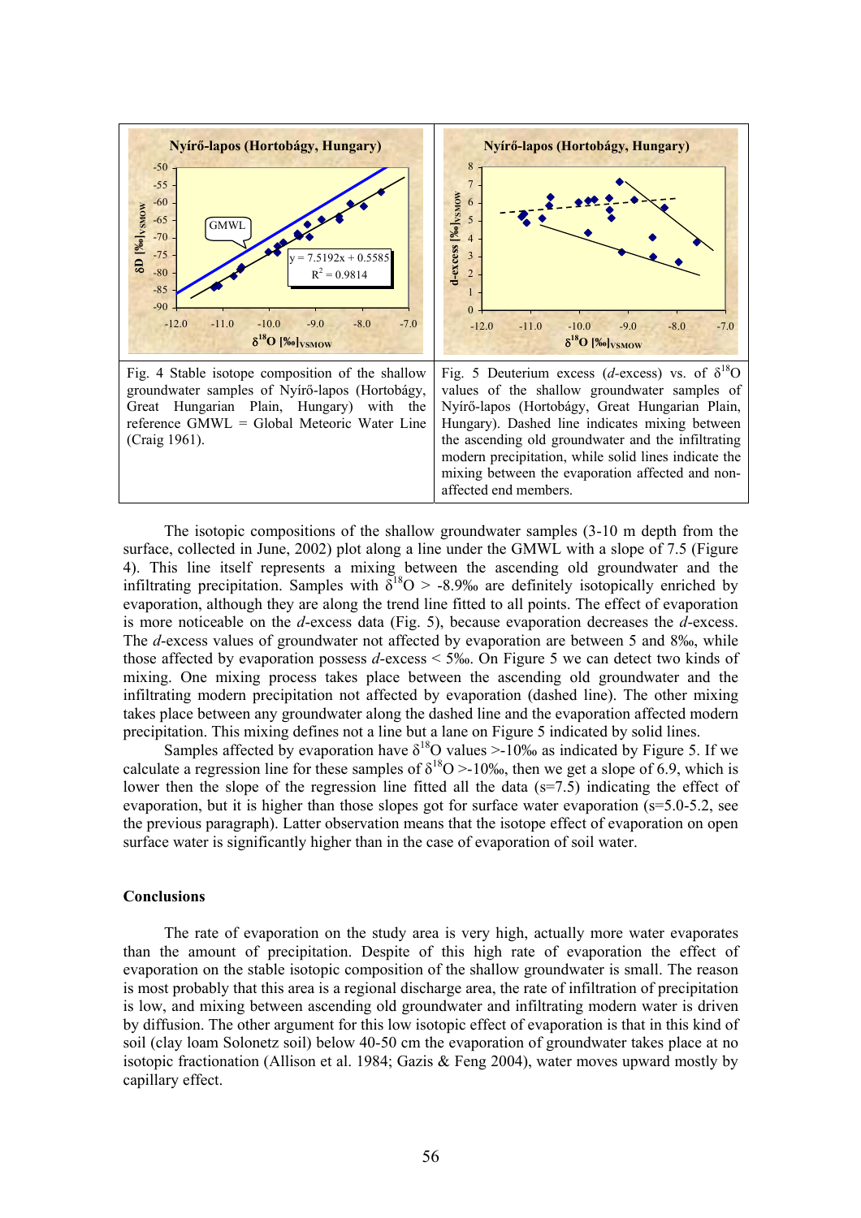Fig. 4 Stable isotope composition of the shallow groundwater samples of Nyírő-lapos (Hortobágy, Great Hungarian Plain, Hungary) with the reference GMWL = Global Meteoric Water Line (Craig 1961).

Fig. 5 Deuterium excess (*d*-excess) vs. of $\delta^{18}O$ values of the shallow groundwater samples of Nyírő-lapos (Hortobágy, Great Hungarian Plain, Hungary). Dashed line indicates mixing between the ascending old groundwater and the infiltrating modern precipitation, while solid lines indicate the mixing between the evaporation affected and non-affected end members.

The isotopic compositions of the shallow groundwater samples (3-10 m depth from the surface, collected in June, 2002) plot along a line under the GMWL with a slope of 7.5 (Figure 4). This line itself represents a mixing between the ascending old groundwater and the infiltrating precipitation. Samples with $\delta^{18}O$ > -8.9‰ are definitely isotopically enriched by evaporation, although they are along the trend line fitted to all points. The effect of evaporation is more noticeable on the *d*-excess data (Fig. 5), because evaporation decreases the *d*-excess. The *d*-excess values of groundwater not affected by evaporation are between 5 and 8‰, while those affected by evaporation possess *d*-excess < 5‰. On Figure 5 we can detect two kinds of mixing. One mixing process takes place between the ascending old groundwater and the infiltrating modern precipitation not affected by evaporation (dashed line). The other mixing takes place between any groundwater along the dashed line and the evaporation affected modern precipitation. This mixing defines not a line but a lane on Figure 5 indicated by solid lines.

Samples affected by evaporation have $\delta^{18}O$ values >-10‰ as indicated by Figure 5. If we calculate a regression line for these samples of $\delta^{18}O$ >-10‰, then we get a slope of 6.9, which is lower then the slope of the regression line fitted all the data (s=7.5) indicating the effect of evaporation, but it is higher than those slopes got for surface water evaporation (s=5.0-5.2, see the previous paragraph). Latter observation means that the isotope effect of evaporation on open surface water is significantly higher than in the case of evaporation of soil water.

## Conclusions

The rate of evaporation on the study area is very high, actually more water evaporates than the amount of precipitation. Despite of this high rate of evaporation the effect of evaporation on the stable isotopic composition of the shallow groundwater is small. The reason is most probably that this area is a regional discharge area, the rate of infiltration of precipitation is low, and mixing between ascending old groundwater and infiltrating modern water is driven by diffusion. The other argument for this low isotopic effect of evaporation is that in this kind of soil (clay loam Solonetz soil) below 40-50 cm the evaporation of groundwater takes place at no isotopic fractionation (Allison et al. 1984; Gazis & Feng 2004), water moves upward mostly by capillary effect.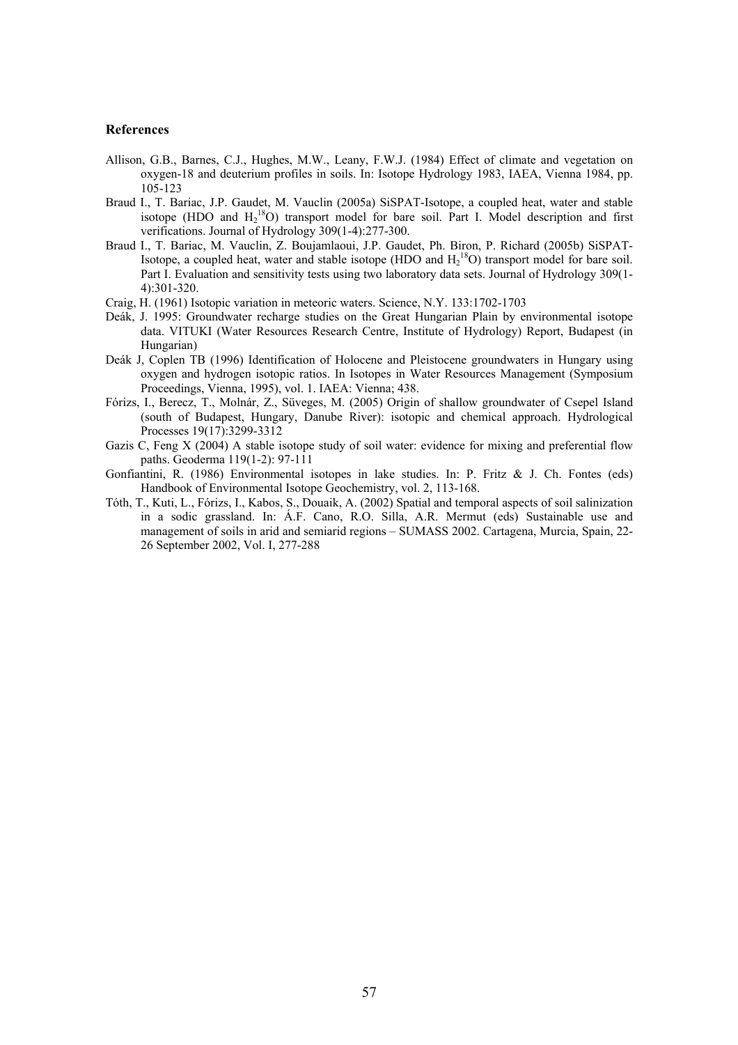**References**

Allison, G.B., Barnes, C.J., Hughes, M.W., Leany, F.W.J. (1984) Effect of climate and vegetation on oxygen-18 and deuterium profiles in soils. In: Isotope Hydrology 1983, IAEA, Vienna 1984, pp. 105-123

Braud I., T. Bariac, J.P. Gaudet, M. Vauclin (2005a) SiSPAT-Isotope, a coupled heat, water and stable isotope (HDO and $H_2^{18}O$) transport model for bare soil. Part I. Model description and first verifications. Journal of Hydrology 309(1-4):277-300.

Braud I., T. Bariac, M. Vauclin, Z. Boujamlaoui, J.P. Gaudet, Ph. Biron, P. Richard (2005b) SiSPAT-Isotope, a coupled heat, water and stable isotope (HDO and $H_2^{18}O$) transport model for bare soil. Part I. Evaluation and sensitivity tests using two laboratory data sets. Journal of Hydrology 309(1-4):301-320.

Craig, H. (1961) Isotopic variation in meteoric waters. Science, N.Y. 133:1702-1703

Deák, J. 1995: Groundwater recharge studies on the Great Hungarian Plain by environmental isotope data. VITUKI (Water Resources Research Centre, Institute of Hydrology) Report, Budapest (in Hungarian)

Deák J, Coplen TB (1996) Identification of Holocene and Pleistocene groundwaters in Hungary using oxygen and hydrogen isotopic ratios. In Isotopes in Water Resources Management (Symposium Proceedings, Vienna, 1995), vol. 1. IAEA: Vienna; 438.

Fórizs, I., Berecz, T., Molnár, Z., Süveges, M. (2005) Origin of shallow groundwater of Csepel Island (south of Budapest, Hungary, Danube River): isotopic and chemical approach. Hydrological Processes 19(17):3299-3312

Gazis C, Feng X (2004) A stable isotope study of soil water: evidence for mixing and preferential flow paths. Geoderma 119(1-2): 97-111

Gonfiantini, R. (1986) Environmental isotopes in lake studies. In: P. Fritz & J. Ch. Fontes (eds) Handbook of Environmental Isotope Geochemistry, vol. 2, 113-168.

Tóth, T., Kuti, L., Fórizs, I., Kabos, S., Douaik, A. (2002) Spatial and temporal aspects of soil salinization in a sodic grassland. In: Á.F. Cano, R.O. Silla, A.R. Mermut (eds) Sustainable use and management of soils in arid and semiarid regions – SUMASS 2002. Cartagena, Murcia, Spain, 22-26 September 2002, Vol. I, 277-288